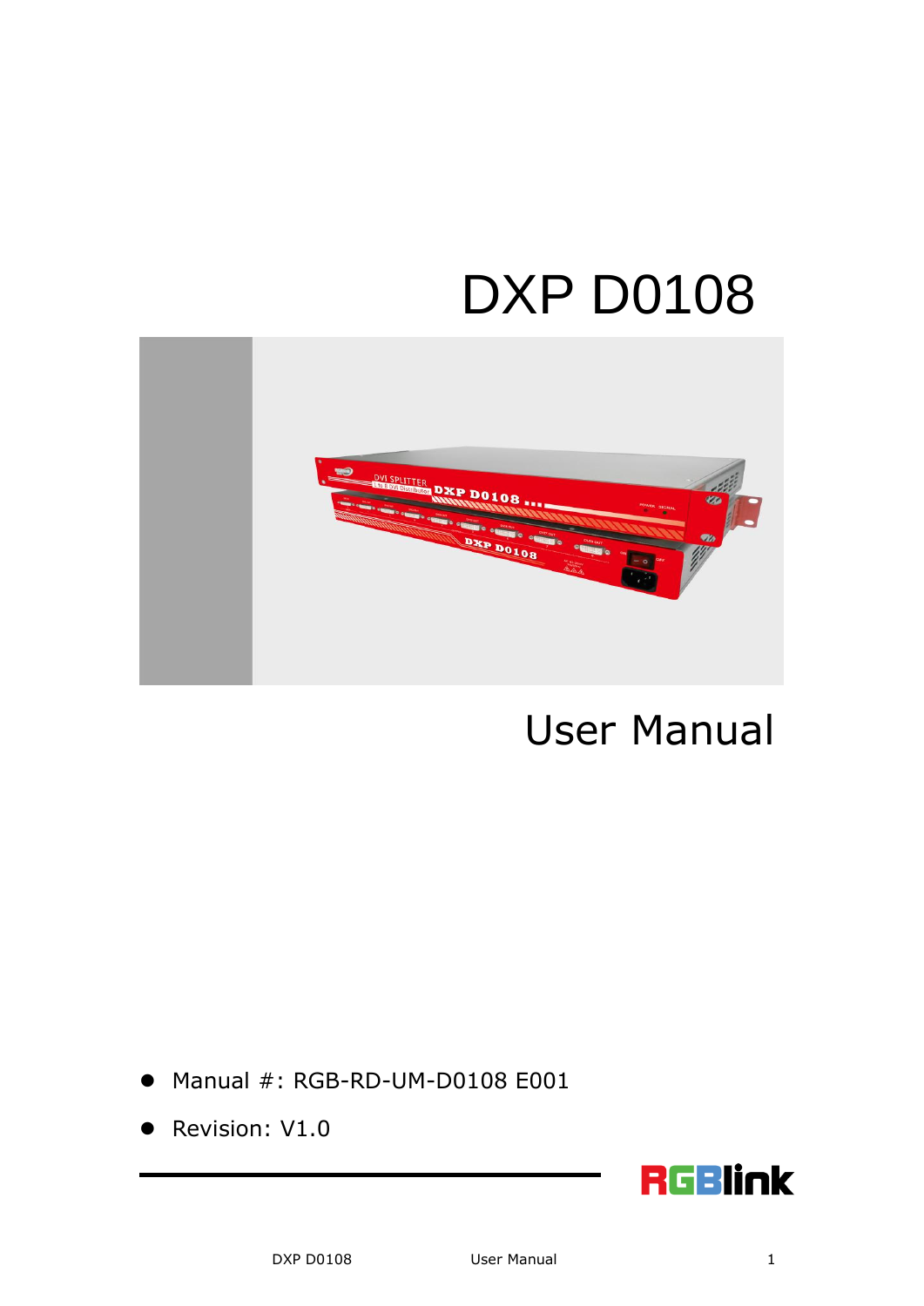# DXP D0108

# User Manual

- Manual #: RGB-RD-UM-D0108 E001
- Revision: V1.0

RGBlink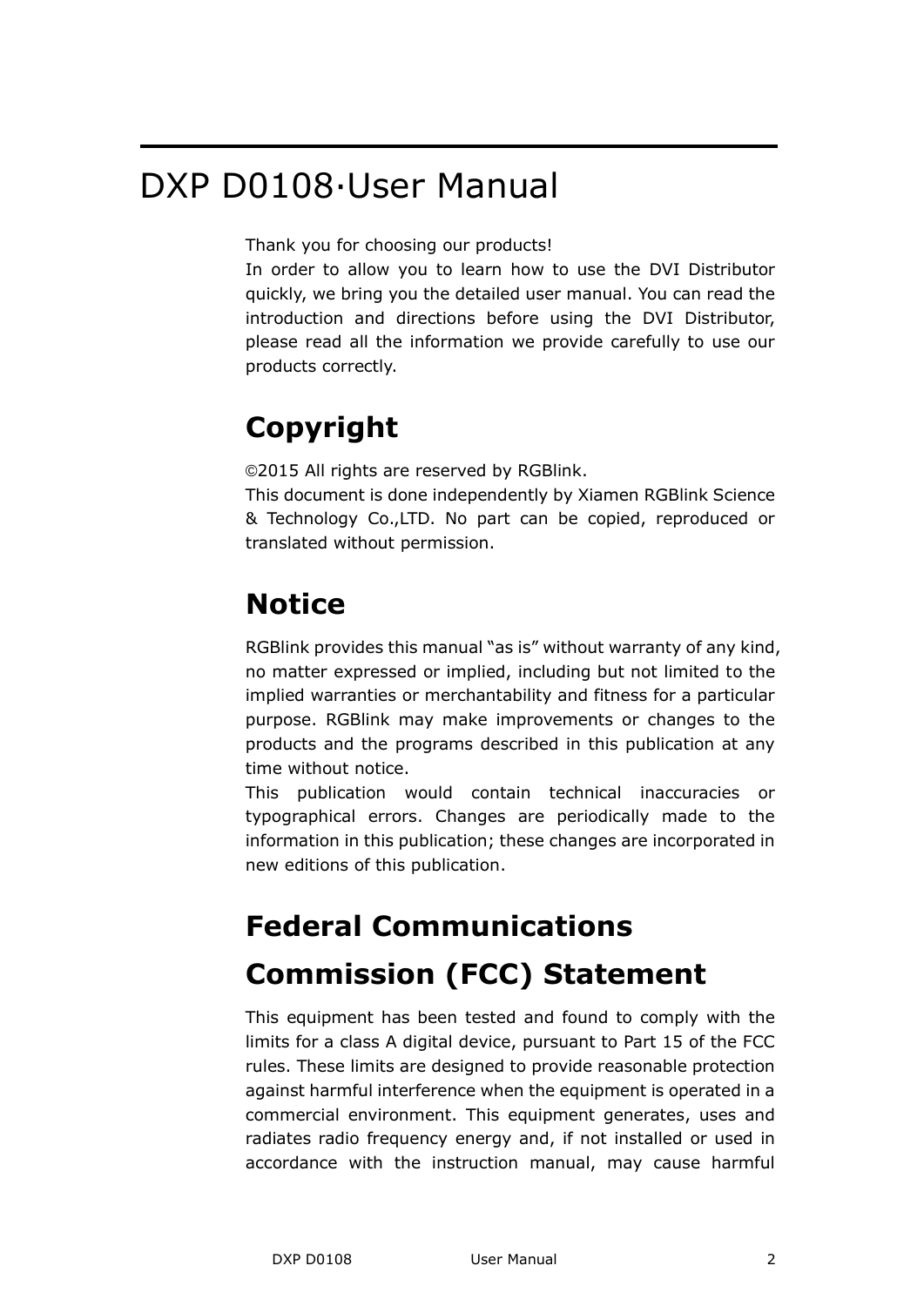# DXP D0108·User Manual

Thank you for choosing our products!

In order to allow you to learn how to use the DVI Distributor quickly, we bring you the detailed user manual. You can read the introduction and directions before using the DVI Distributor, please read all the information we provide carefully to use our products correctly.

## Copyright

©2015 All rights are reserved by RGBlink.

This document is done independently by Xiamen RGBlink Science & Technology Co.,LTD. No part can be copied, reproduced or translated without permission.

## Notice

RGBlink provides this manual "as is" without warranty of any kind, no matter expressed or implied, including but not limited to the implied warranties or merchantability and fitness for a particular purpose. RGBlink may make improvements or changes to the products and the programs described in this publication at any time without notice.

This publication would contain technical inaccuracies or typographical errors. Changes are periodically made to the information in this publication; these changes are incorporated in new editions of this publication.

## Federal Communications Commission (FCC) Statement

This equipment has been tested and found to comply with the limits for a class A digital device, pursuant to Part 15 of the FCC rules. These limits are designed to provide reasonable protection against harmful interference when the equipment is operated in a commercial environment. This equipment generates, uses and radiates radio frequency energy and, if not installed or used in accordance with the instruction manual, may cause harmful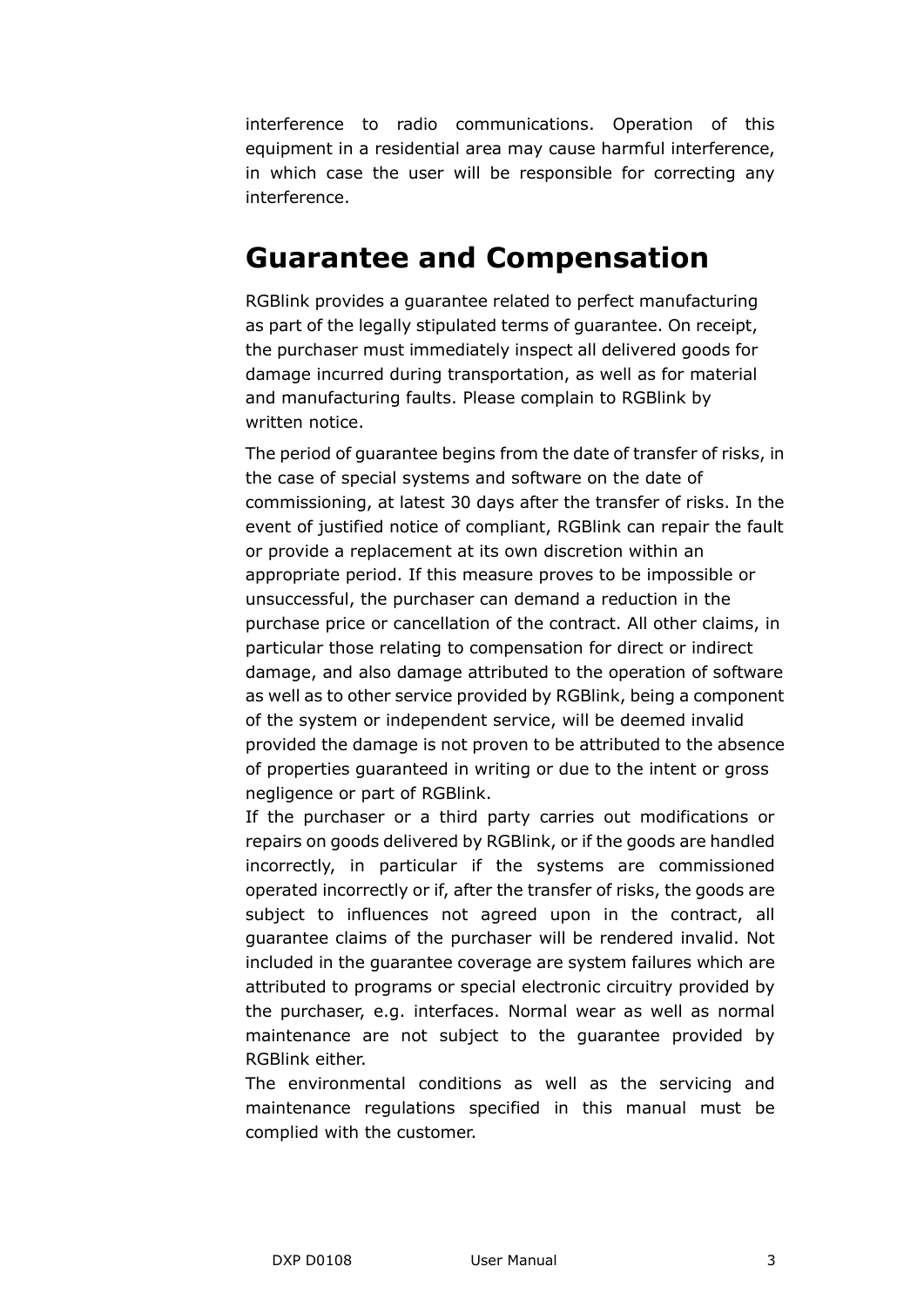interference to radio communications. Operation of this equipment in a residential area may cause harmful interference, in which case the user will be responsible for correcting any interference.

# Guarantee and Compensation

RGBlink provides a guarantee related to perfect manufacturing as part of the legally stipulated terms of guarantee. On receipt, the purchaser must immediately inspect all delivered goods for damage incurred during transportation, as well as for material and manufacturing faults. Please complain to RGBlink by written notice.

The period of guarantee begins from the date of transfer of risks, in the case of special systems and software on the date of commissioning, at latest 30 days after the transfer of risks. In the event of justified notice of compliant, RGBlink can repair the fault or provide a replacement at its own discretion within an appropriate period. If this measure proves to be impossible or unsuccessful, the purchaser can demand a reduction in the purchase price or cancellation of the contract. All other claims, in particular those relating to compensation for direct or indirect damage, and also damage attributed to the operation of software as well as to other service provided by RGBlink, being a component of the system or independent service, will be deemed invalid provided the damage is not proven to be attributed to the absence of properties guaranteed in writing or due to the intent or gross negligence or part of RGBlink.

If the purchaser or a third party carries out modifications or repairs on goods delivered by RGBlink, or if the goods are handled incorrectly, in particular if the systems are commissioned operated incorrectly or if, after the transfer of risks, the goods are subject to influences not agreed upon in the contract, all guarantee claims of the purchaser will be rendered invalid. Not included in the guarantee coverage are system failures which are attributed to programs or special electronic circuitry provided by the purchaser, e.g. interfaces. Normal wear as well as normal maintenance are not subject to the guarantee provided by RGBlink either.

The environmental conditions as well as the servicing and maintenance regulations specified in this manual must be complied with the customer.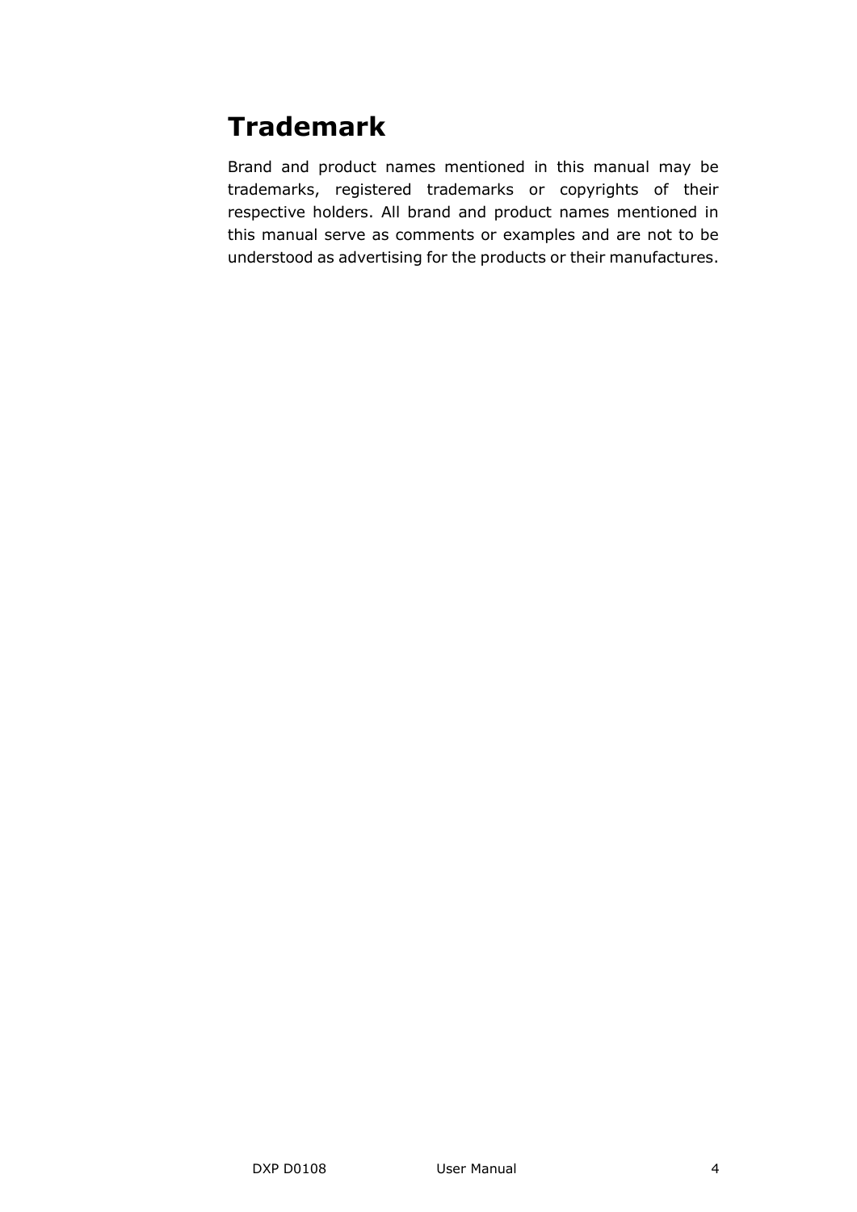# Trademark

Brand and product names mentioned in this manual may be trademarks, registered trademarks or copyrights of their respective holders. All brand and product names mentioned in this manual serve as comments or examples and are not to be understood as advertising for the products or their manufactures.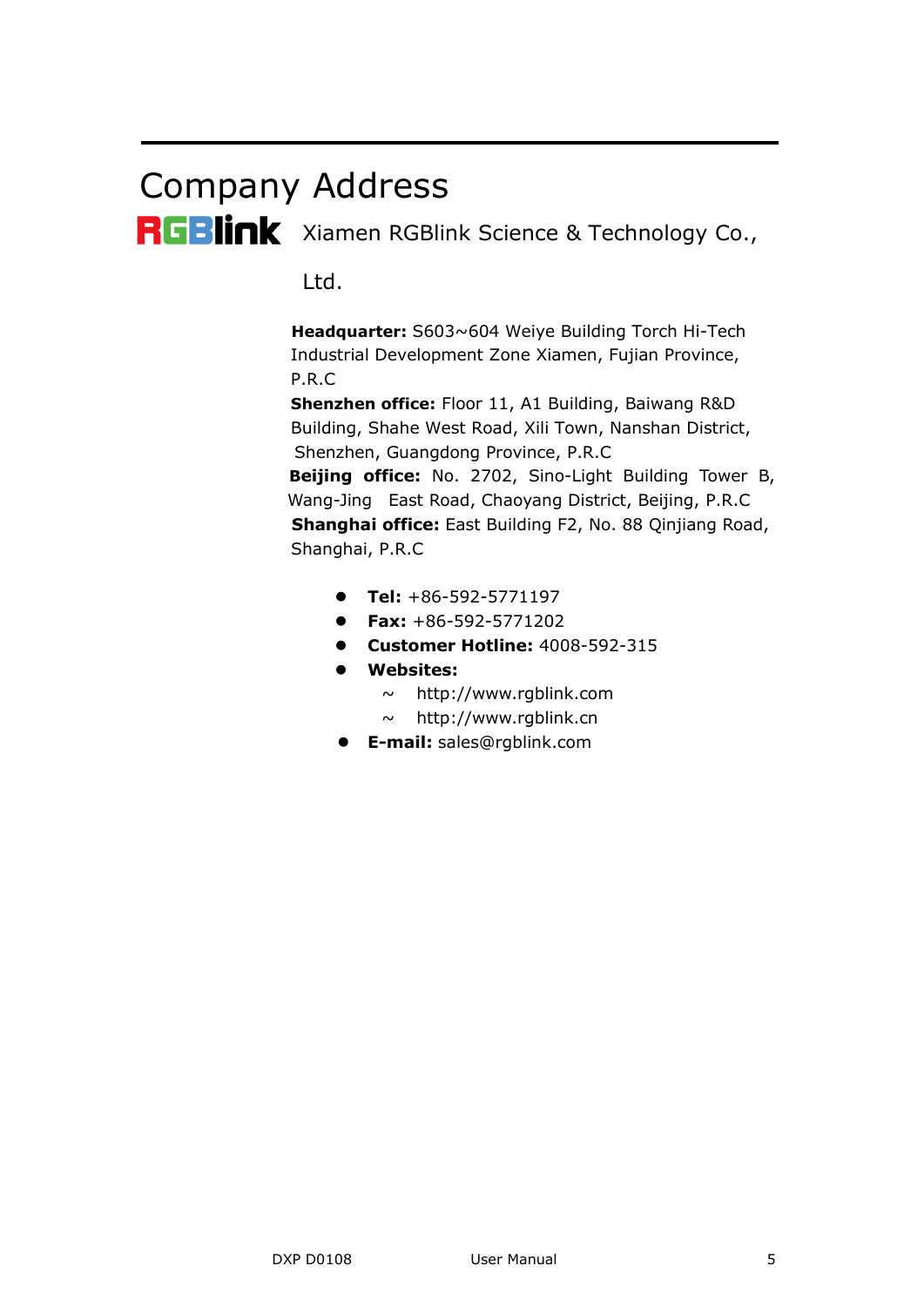# Company Address

RGBlink Xiamen RGBlink Science & Technology Co., Ltd.

**Headquarter:** S603~604 Weiye Building Torch Hi-Tech Industrial Development Zone Xiamen, Fujian Province, P.R.C

**Shenzhen office:** Floor 11, A1 Building, Baiwang R&D Building, Shahe West Road, Xili Town, Nanshan District, Shenzhen, Guangdong Province, P.R.C

**Beijing office:** No. 2702, Sino-Light Building Tower B, Wang-Jing East Road, Chaoyang District, Beijing, P.R.C

**Shanghai office:** East Building F2, No. 88 Qinjiang Road, Shanghai, P.R.C

- **Tel:** +86-592-5771197
- **Fax:** +86-592-5771202
- **Customer Hotline:** 4008-592-315
- **Websites:**
  - ~ http://www.rgblink.com
  - ~ http://www.rgblink.cn
- **E-mail:** sales@rgblink.com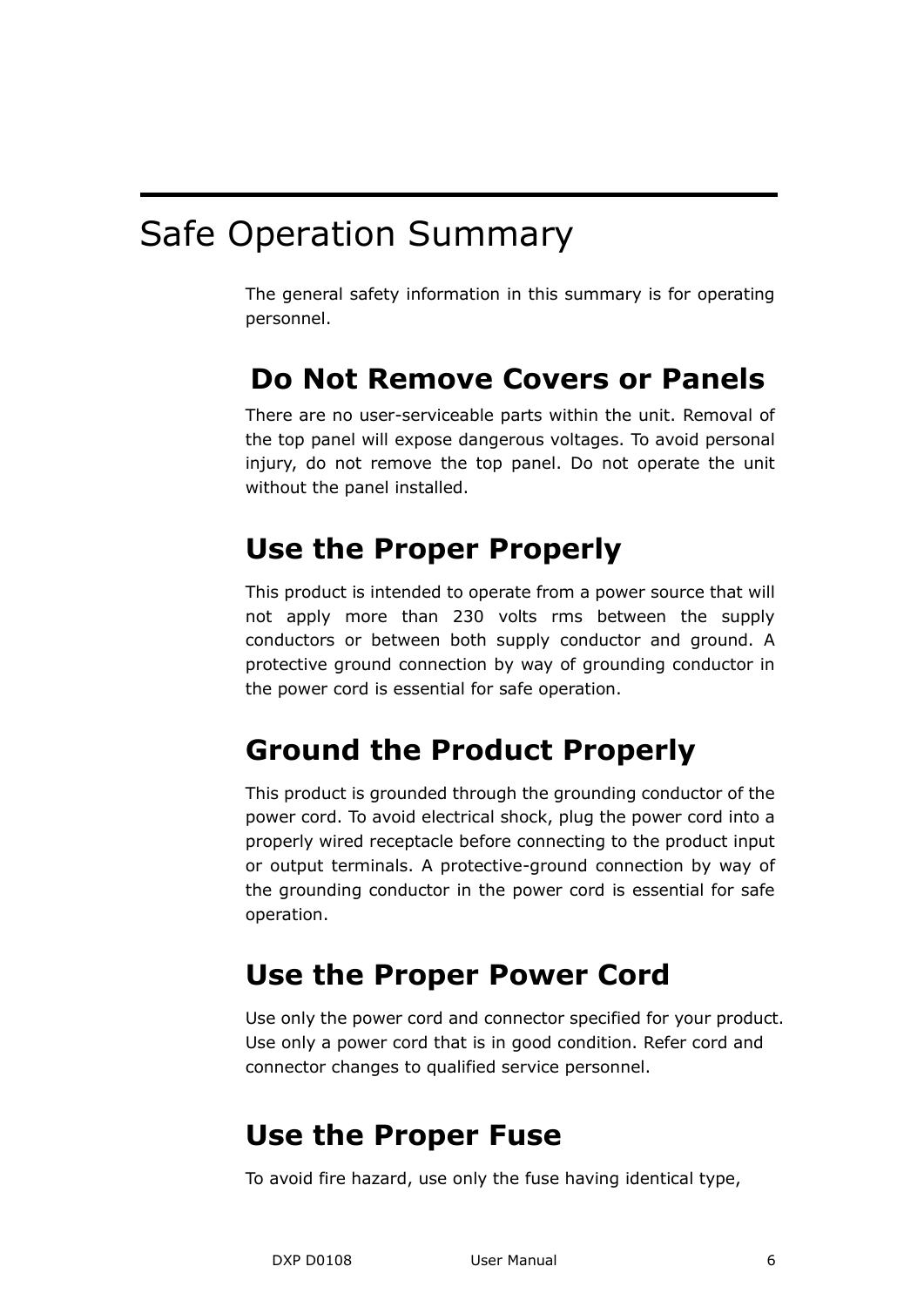# Safe Operation Summary

The general safety information in this summary is for operating personnel.

## Do Not Remove Covers or Panels

There are no user-serviceable parts within the unit. Removal of the top panel will expose dangerous voltages. To avoid personal injury, do not remove the top panel. Do not operate the unit without the panel installed.

## Use the Proper Properly

This product is intended to operate from a power source that will not apply more than 230 volts rms between the supply conductors or between both supply conductor and ground. A protective ground connection by way of grounding conductor in the power cord is essential for safe operation.

## Ground the Product Properly

This product is grounded through the grounding conductor of the power cord. To avoid electrical shock, plug the power cord into a properly wired receptacle before connecting to the product input or output terminals. A protective-ground connection by way of the grounding conductor in the power cord is essential for safe operation.

## Use the Proper Power Cord

Use only the power cord and connector specified for your product. Use only a power cord that is in good condition. Refer cord and connector changes to qualified service personnel.

## Use the Proper Fuse

To avoid fire hazard, use only the fuse having identical type,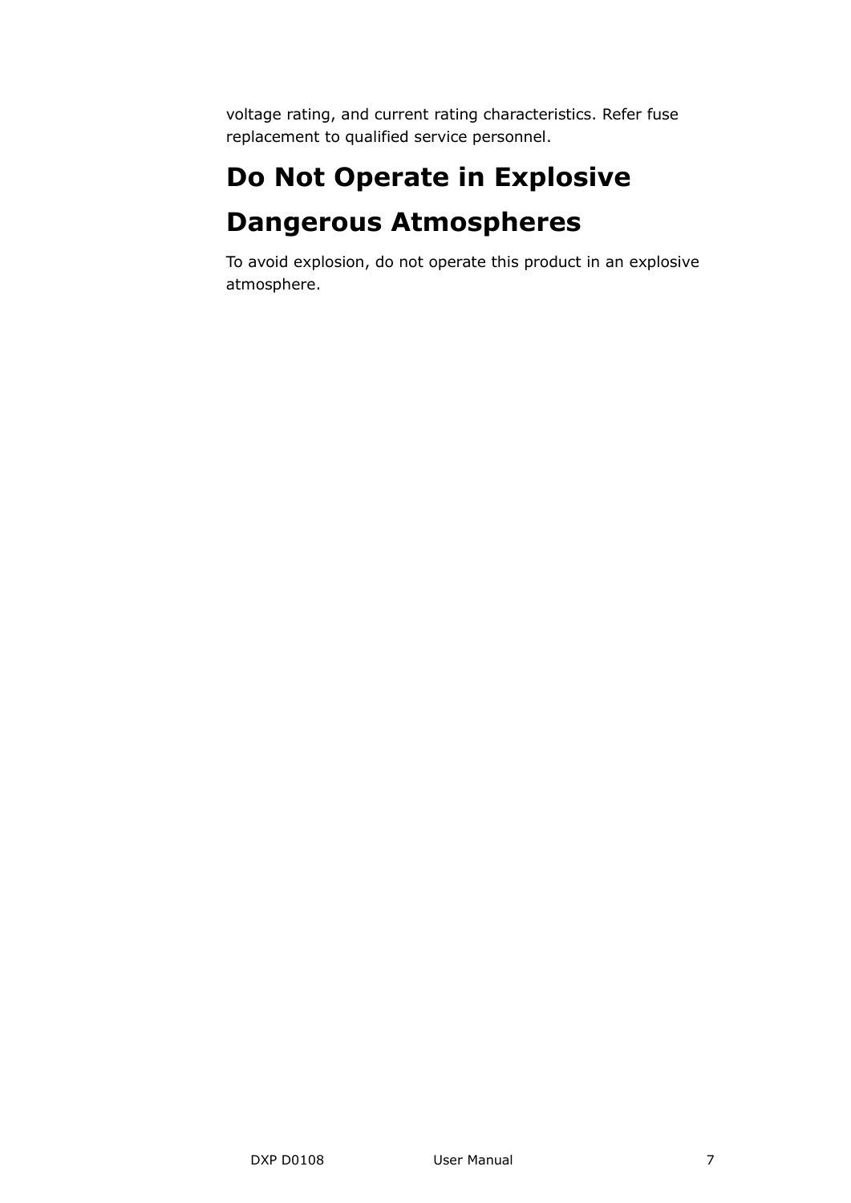voltage rating, and current rating characteristics. Refer fuse replacement to qualified service personnel.

## Do Not Operate in Explosive Dangerous Atmospheres

To avoid explosion, do not operate this product in an explosive atmosphere.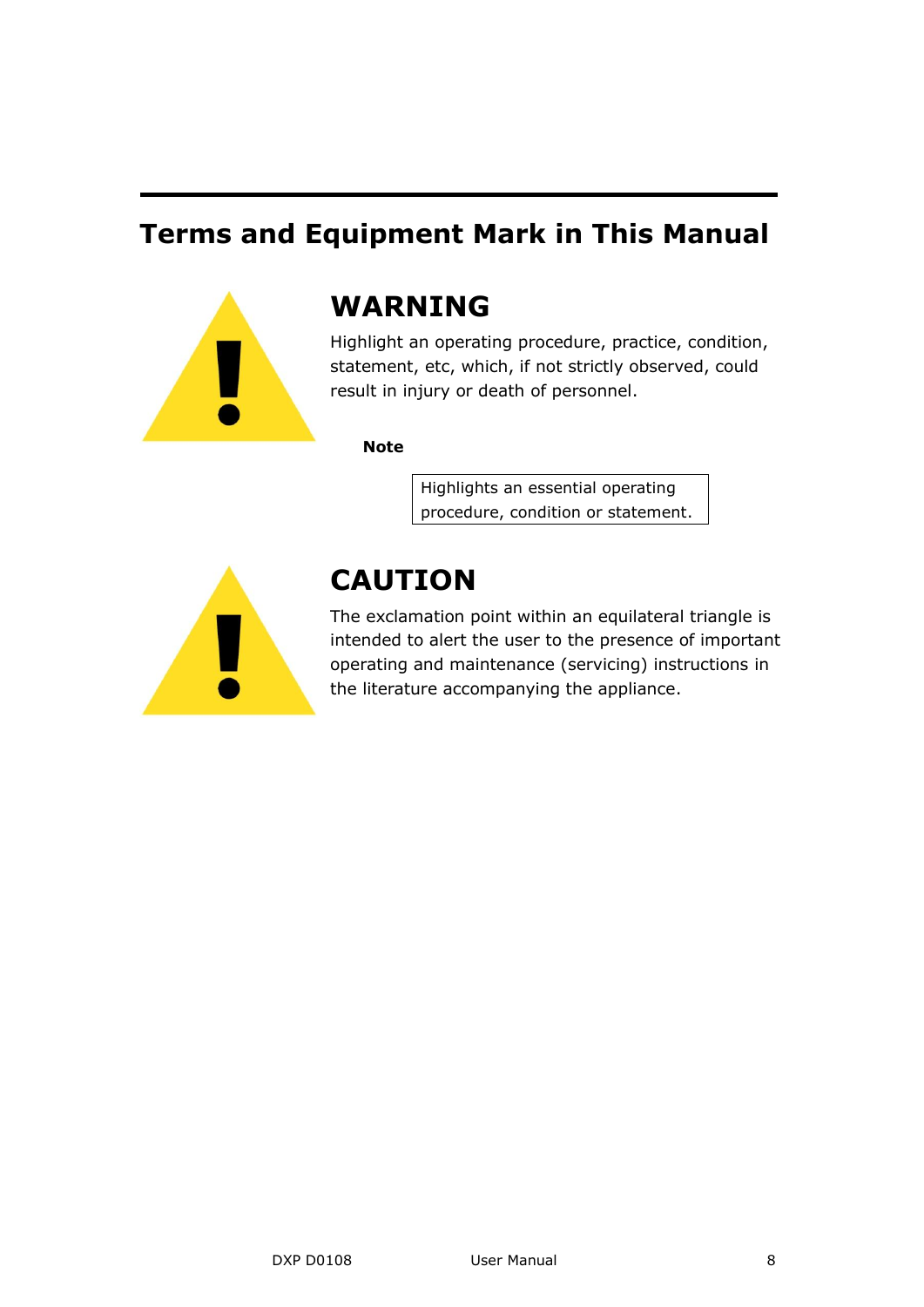## Terms and Equipment Mark in This Manual

### WARNING

Highlight an operating procedure, practice, condition, statement, etc, which, if not strictly observed, could result in injury or death of personnel.

**Note**

| Highlights an essential operating procedure, condition or statement. |
|---|

### CAUTION

The exclamation point within an equilateral triangle is intended to alert the user to the presence of important operating and maintenance (servicing) instructions in the literature accompanying the appliance.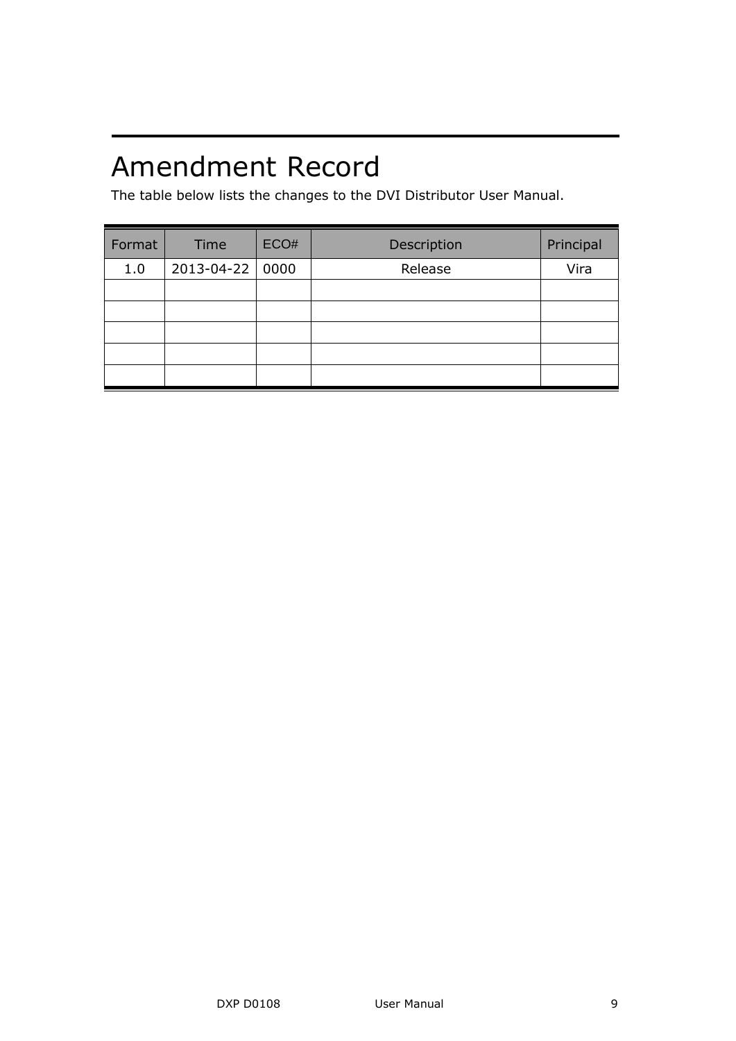# Amendment Record

The table below lists the changes to the DVI Distributor User Manual.

| Format | Time | ECO# | Description | Principal |
|---|---|---|---|---|
| 1.0 | 2013-04-22 | 0000 | Release | Vira |
| | | | | |
| | | | | |
| | | | | |
| | | | | |
| | | | | |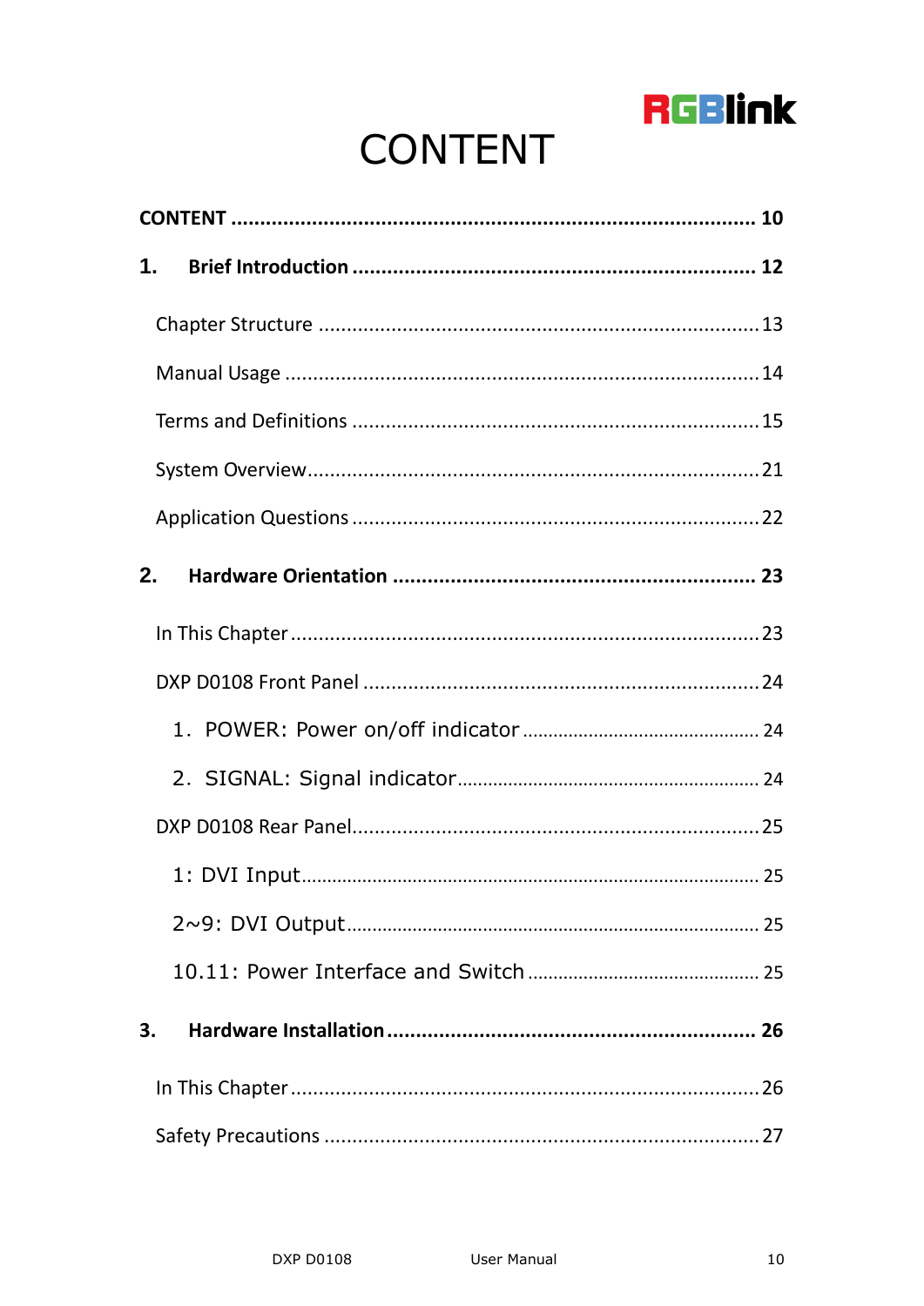# CONTENT

**CONTENT ........................................................................................ 10**

**1. Brief Introduction ..................................................................... 12**

Chapter Structure ............................................................................ 13

Manual Usage .................................................................................. 14

Terms and Definitions ...................................................................... 15

System Overview.............................................................................. 21

Application Questions ...................................................................... 22

**2. Hardware Orientation ............................................................... 23**

In This Chapter ................................................................................. 23

DXP D0108 Front Panel .................................................................... 24

1. POWER: Power on/off indicator ............................................... 24

2. SIGNAL: Signal indicator........................................................... 24

DXP D0108 Rear Panel....................................................................... 25

1: DVI Input....................................................................................... 25

2~9: DVI Output............................................................................... 25

10.11: Power Interface and Switch ............................................... 25

**3. Hardware Installation................................................................ 26**

In This Chapter ................................................................................. 26

Safety Precautions ............................................................................ 27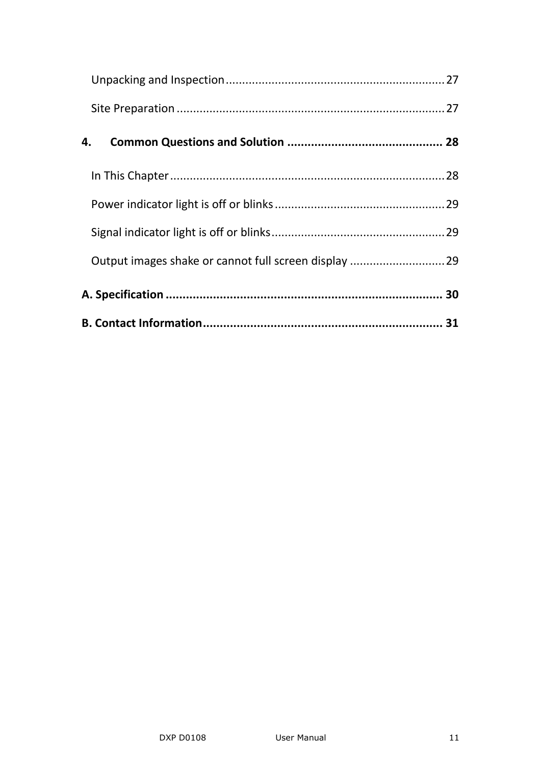Unpacking and Inspection........................................................................27

Site Preparation........................................................................................27

**4. Common Questions and Solution .............................................. 28**

In This Chapter..........................................................................................28

Power indicator light is off or blinks........................................................29

Signal indicator light is off or blinks........................................................29

Output images shake or cannot full screen display ................................29

**A. Specification ................................................................................ 30**

**B. Contact Information...................................................................... 31**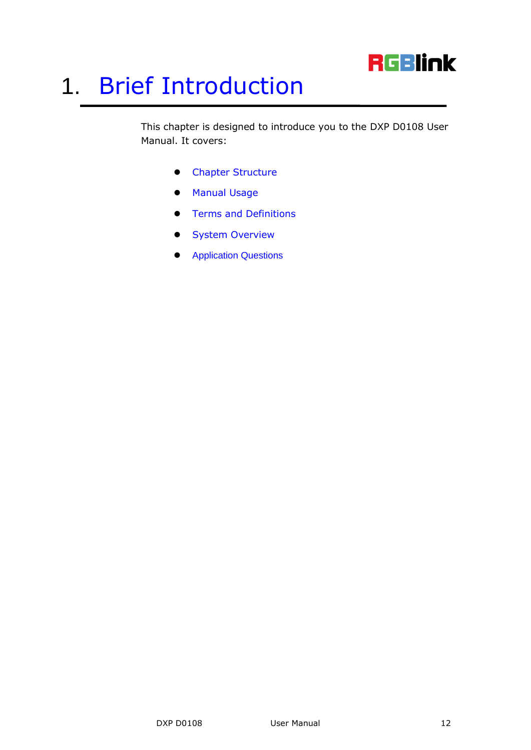# 1. Brief Introduction

This chapter is designed to introduce you to the DXP D0108 User Manual. It covers:

- Chapter Structure
- Manual Usage
- Terms and Definitions
- System Overview
- Application Questions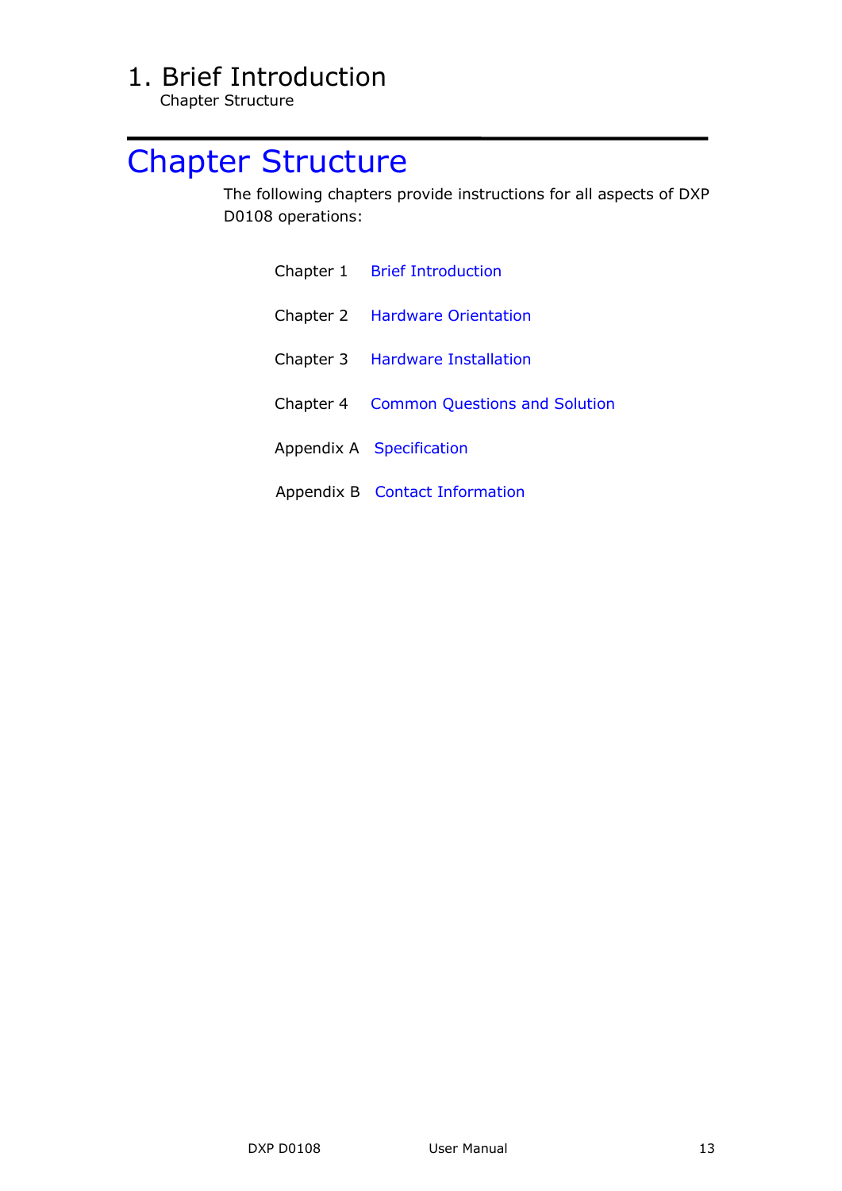# Chapter Structure

The following chapters provide instructions for all aspects of DXP D0108 operations:

| | |
|---|---|
| Chapter 1 | Brief Introduction |
| Chapter 2 | Hardware Orientation |
| Chapter 3 | Hardware Installation |
| Chapter 4 | Common Questions and Solution |
| Appendix A | Specification |
| Appendix B | Contact Information |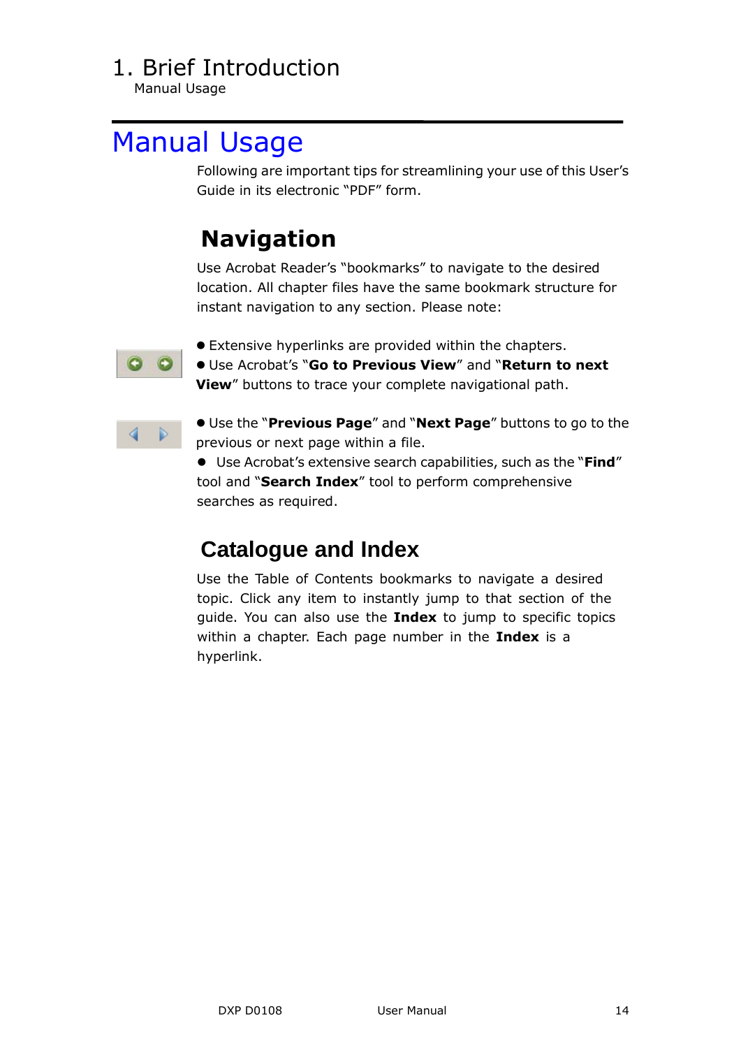# Manual Usage

Following are important tips for streamlining your use of this User's Guide in its electronic "PDF" form.

## Navigation

Use Acrobat Reader's "bookmarks" to navigate to the desired location. All chapter files have the same bookmark structure for instant navigation to any section. Please note:

- Extensive hyperlinks are provided within the chapters.
- Use Acrobat's "**Go to Previous View**" and "**Return to next View**" buttons to trace your complete navigational path.

- Use the "**Previous Page**" and "**Next Page**" buttons to go to the previous or next page within a file.
- Use Acrobat's extensive search capabilities, such as the "**Find**" tool and "**Search Index**" tool to perform comprehensive searches as required.

## Catalogue and Index

Use the Table of Contents bookmarks to navigate a desired topic. Click any item to instantly jump to that section of the guide. You can also use the **Index** to jump to specific topics within a chapter. Each page number in the **Index** is a hyperlink.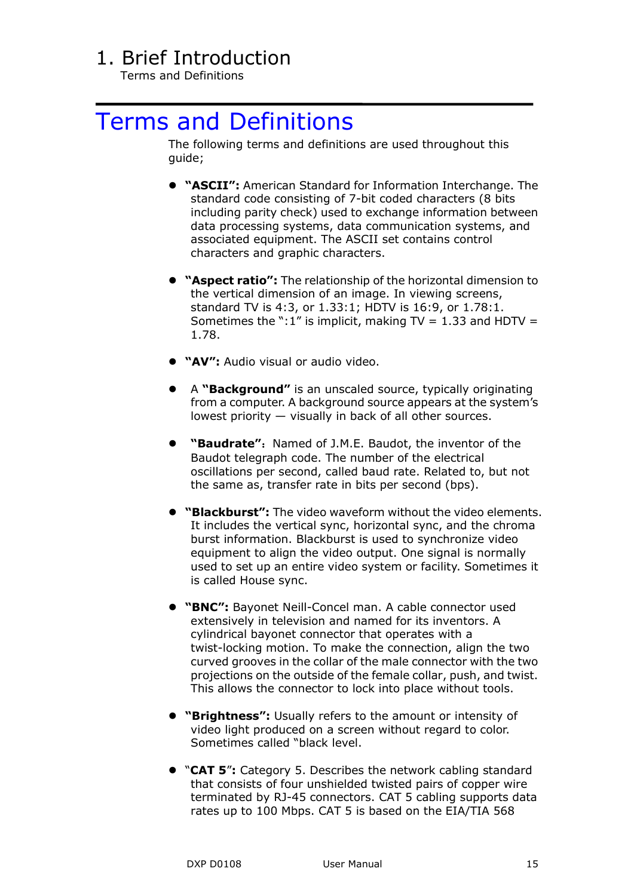# Terms and Definitions

The following terms and definitions are used throughout this guide;

- **"ASCII":** American Standard for Information Interchange. The standard code consisting of 7-bit coded characters (8 bits including parity check) used to exchange information between data processing systems, data communication systems, and associated equipment. The ASCII set contains control characters and graphic characters.

- **"Aspect ratio":** The relationship of the horizontal dimension to the vertical dimension of an image. In viewing screens, standard TV is 4:3, or 1.33:1; HDTV is 16:9, or 1.78:1. Sometimes the ":1" is implicit, making TV = 1.33 and HDTV = 1.78.

- **"AV":** Audio visual or audio video.

- A **"Background"** is an unscaled source, typically originating from a computer. A background source appears at the system's lowest priority — visually in back of all other sources.

- **"Baudrate"**: Named of J.M.E. Baudot, the inventor of the Baudot telegraph code. The number of the electrical oscillations per second, called baud rate. Related to, but not the same as, transfer rate in bits per second (bps).

- **"Blackburst":** The video waveform without the video elements. It includes the vertical sync, horizontal sync, and the chroma burst information. Blackburst is used to synchronize video equipment to align the video output. One signal is normally used to set up an entire video system or facility. Sometimes it is called House sync.

- **"BNC":** Bayonet Neill-Concel man. A cable connector used extensively in television and named for its inventors. A cylindrical bayonet connector that operates with a twist-locking motion. To make the connection, align the two curved grooves in the collar of the male connector with the two projections on the outside of the female collar, push, and twist. This allows the connector to lock into place without tools.

- **"Brightness":** Usually refers to the amount or intensity of video light produced on a screen without regard to color. Sometimes called "black level.

- "**CAT 5**": Category 5. Describes the network cabling standard that consists of four unshielded twisted pairs of copper wire terminated by RJ-45 connectors. CAT 5 cabling supports data rates up to 100 Mbps. CAT 5 is based on the EIA/TIA 568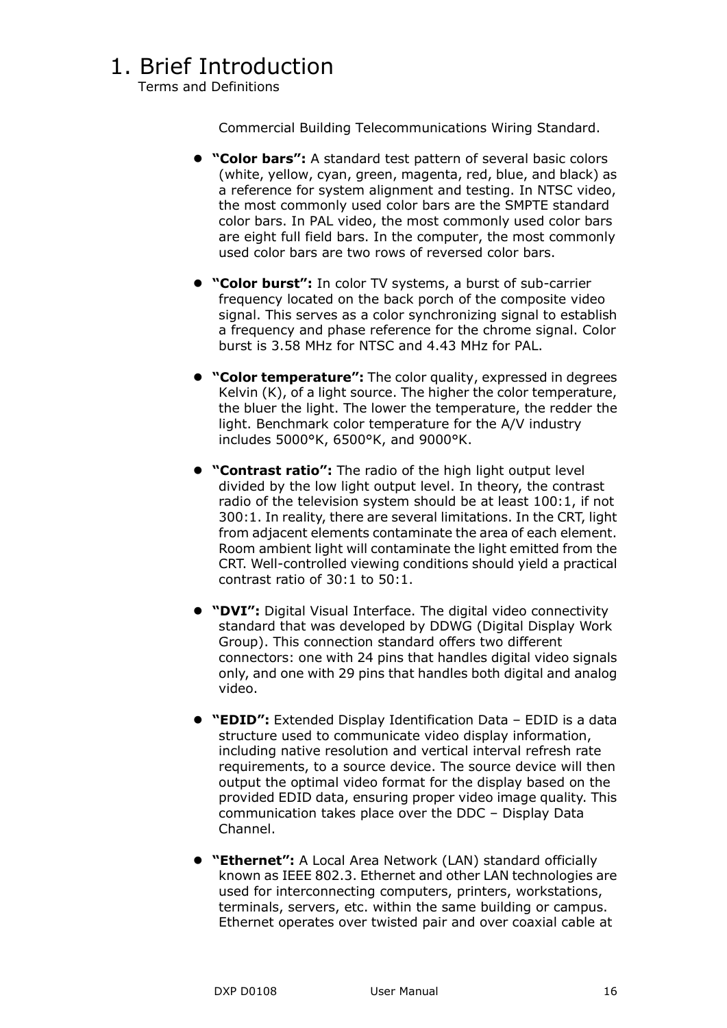# 1. Brief Introduction

Terms and Definitions

Commercial Building Telecommunications Wiring Standard.

- **"Color bars":** A standard test pattern of several basic colors (white, yellow, cyan, green, magenta, red, blue, and black) as a reference for system alignment and testing. In NTSC video, the most commonly used color bars are the SMPTE standard color bars. In PAL video, the most commonly used color bars are eight full field bars. In the computer, the most commonly used color bars are two rows of reversed color bars.

- **"Color burst":** In color TV systems, a burst of sub-carrier frequency located on the back porch of the composite video signal. This serves as a color synchronizing signal to establish a frequency and phase reference for the chrome signal. Color burst is 3.58 MHz for NTSC and 4.43 MHz for PAL.

- **"Color temperature":** The color quality, expressed in degrees Kelvin (K), of a light source. The higher the color temperature, the bluer the light. The lower the temperature, the redder the light. Benchmark color temperature for the A/V industry includes 5000°K, 6500°K, and 9000°K.

- **"Contrast ratio":** The radio of the high light output level divided by the low light output level. In theory, the contrast radio of the television system should be at least 100:1, if not 300:1. In reality, there are several limitations. In the CRT, light from adjacent elements contaminate the area of each element. Room ambient light will contaminate the light emitted from the CRT. Well-controlled viewing conditions should yield a practical contrast ratio of 30:1 to 50:1.

- **"DVI":** Digital Visual Interface. The digital video connectivity standard that was developed by DDWG (Digital Display Work Group). This connection standard offers two different connectors: one with 24 pins that handles digital video signals only, and one with 29 pins that handles both digital and analog video.

- **"EDID":** Extended Display Identification Data – EDID is a data structure used to communicate video display information, including native resolution and vertical interval refresh rate requirements, to a source device. The source device will then output the optimal video format for the display based on the provided EDID data, ensuring proper video image quality. This communication takes place over the DDC – Display Data Channel.

- **"Ethernet":** A Local Area Network (LAN) standard officially known as IEEE 802.3. Ethernet and other LAN technologies are used for interconnecting computers, printers, workstations, terminals, servers, etc. within the same building or campus. Ethernet operates over twisted pair and over coaxial cable at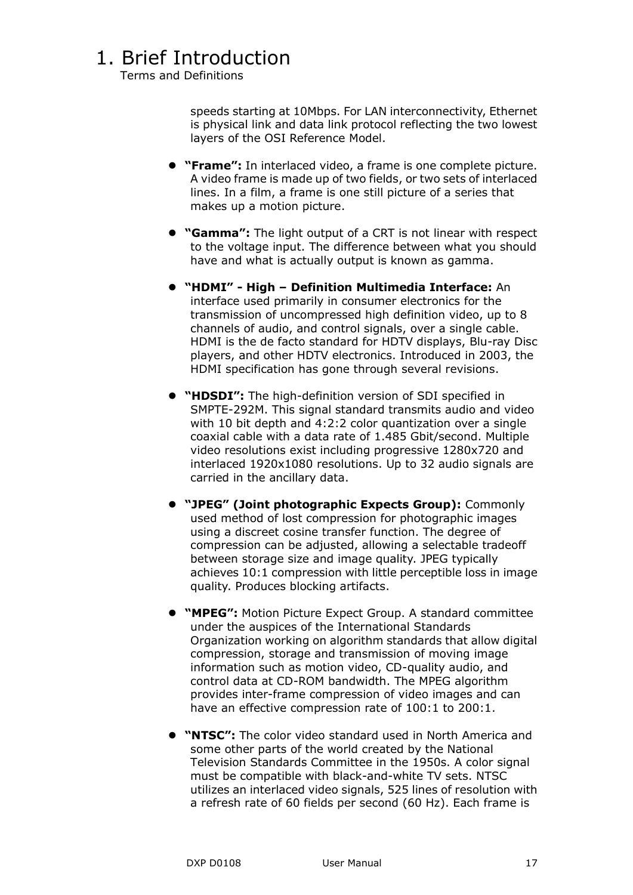# 1. Brief Introduction

Terms and Definitions

speeds starting at 10Mbps. For LAN interconnectivity, Ethernet is physical link and data link protocol reflecting the two lowest layers of the OSI Reference Model.

- **"Frame":** In interlaced video, a frame is one complete picture. A video frame is made up of two fields, or two sets of interlaced lines. In a film, a frame is one still picture of a series that makes up a motion picture.

- **"Gamma":** The light output of a CRT is not linear with respect to the voltage input. The difference between what you should have and what is actually output is known as gamma.

- **"HDMI" - High – Definition Multimedia Interface:** An interface used primarily in consumer electronics for the transmission of uncompressed high definition video, up to 8 channels of audio, and control signals, over a single cable. HDMI is the de facto standard for HDTV displays, Blu-ray Disc players, and other HDTV electronics. Introduced in 2003, the HDMI specification has gone through several revisions.

- **"HDSDI":** The high-definition version of SDI specified in SMPTE-292M. This signal standard transmits audio and video with 10 bit depth and 4:2:2 color quantization over a single coaxial cable with a data rate of 1.485 Gbit/second. Multiple video resolutions exist including progressive 1280x720 and interlaced 1920x1080 resolutions. Up to 32 audio signals are carried in the ancillary data.

- **"JPEG" (Joint photographic Expects Group):** Commonly used method of lost compression for photographic images using a discreet cosine transfer function. The degree of compression can be adjusted, allowing a selectable tradeoff between storage size and image quality. JPEG typically achieves 10:1 compression with little perceptible loss in image quality. Produces blocking artifacts.

- **"MPEG":** Motion Picture Expect Group. A standard committee under the auspices of the International Standards Organization working on algorithm standards that allow digital compression, storage and transmission of moving image information such as motion video, CD-quality audio, and control data at CD-ROM bandwidth. The MPEG algorithm provides inter-frame compression of video images and can have an effective compression rate of 100:1 to 200:1.

- **"NTSC":** The color video standard used in North America and some other parts of the world created by the National Television Standards Committee in the 1950s. A color signal must be compatible with black-and-white TV sets. NTSC utilizes an interlaced video signals, 525 lines of resolution with a refresh rate of 60 fields per second (60 Hz). Each frame is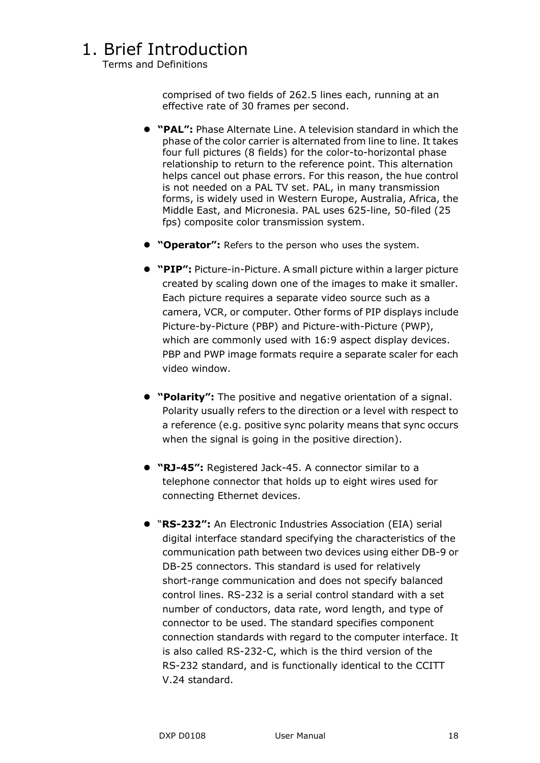# 1. Brief Introduction

Terms and Definitions

comprised of two fields of 262.5 lines each, running at an effective rate of 30 frames per second.

- **"PAL":** Phase Alternate Line. A television standard in which the phase of the color carrier is alternated from line to line. It takes four full pictures (8 fields) for the color-to-horizontal phase relationship to return to the reference point. This alternation helps cancel out phase errors. For this reason, the hue control is not needed on a PAL TV set. PAL, in many transmission forms, is widely used in Western Europe, Australia, Africa, the Middle East, and Micronesia. PAL uses 625-line, 50-filed (25 fps) composite color transmission system.

- **"Operator":** Refers to the person who uses the system.

- **"PIP":** Picture-in-Picture. A small picture within a larger picture created by scaling down one of the images to make it smaller. Each picture requires a separate video source such as a camera, VCR, or computer. Other forms of PIP displays include Picture-by-Picture (PBP) and Picture-with-Picture (PWP), which are commonly used with 16:9 aspect display devices. PBP and PWP image formats require a separate scaler for each video window.

- **"Polarity":** The positive and negative orientation of a signal. Polarity usually refers to the direction or a level with respect to a reference (e.g. positive sync polarity means that sync occurs when the signal is going in the positive direction).

- **"RJ-45":** Registered Jack-45. A connector similar to a telephone connector that holds up to eight wires used for connecting Ethernet devices.

- "**RS-232":** An Electronic Industries Association (EIA) serial digital interface standard specifying the characteristics of the communication path between two devices using either DB-9 or DB-25 connectors. This standard is used for relatively short-range communication and does not specify balanced control lines. RS-232 is a serial control standard with a set number of conductors, data rate, word length, and type of connector to be used. The standard specifies component connection standards with regard to the computer interface. It is also called RS-232-C, which is the third version of the RS-232 standard, and is functionally identical to the CCITT V.24 standard.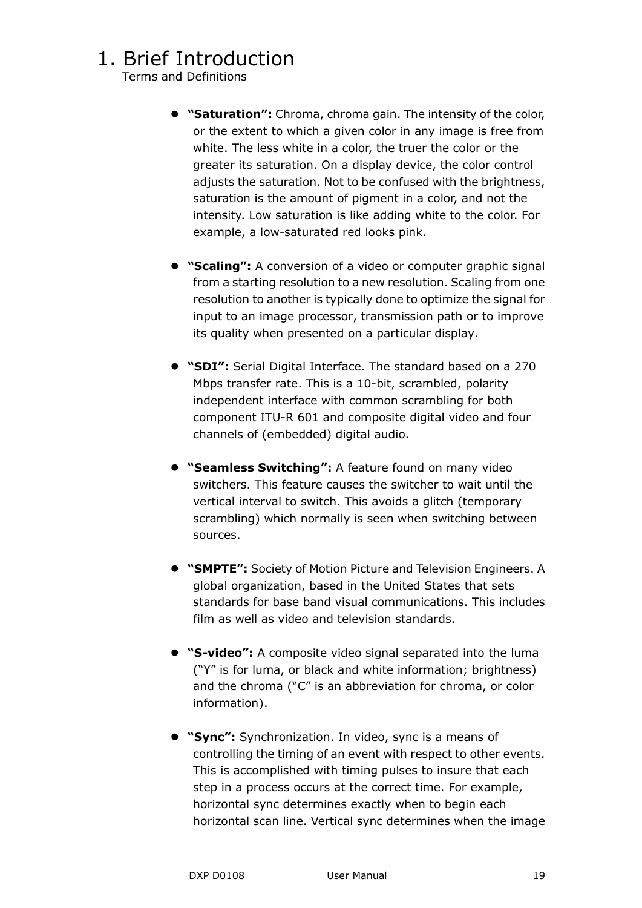# 1. Brief Introduction

Terms and Definitions

- **"Saturation":** Chroma, chroma gain. The intensity of the color, or the extent to which a given color in any image is free from white. The less white in a color, the truer the color or the greater its saturation. On a display device, the color control adjusts the saturation. Not to be confused with the brightness, saturation is the amount of pigment in a color, and not the intensity. Low saturation is like adding white to the color. For example, a low-saturated red looks pink.

- **"Scaling":** A conversion of a video or computer graphic signal from a starting resolution to a new resolution. Scaling from one resolution to another is typically done to optimize the signal for input to an image processor, transmission path or to improve its quality when presented on a particular display.

- **"SDI":** Serial Digital Interface. The standard based on a 270 Mbps transfer rate. This is a 10-bit, scrambled, polarity independent interface with common scrambling for both component ITU-R 601 and composite digital video and four channels of (embedded) digital audio.

- **"Seamless Switching":** A feature found on many video switchers. This feature causes the switcher to wait until the vertical interval to switch. This avoids a glitch (temporary scrambling) which normally is seen when switching between sources.

- **"SMPTE":** Society of Motion Picture and Television Engineers. A global organization, based in the United States that sets standards for base band visual communications. This includes film as well as video and television standards.

- **"S-video":** A composite video signal separated into the luma ("Y" is for luma, or black and white information; brightness) and the chroma ("C" is an abbreviation for chroma, or color information).

- **"Sync":** Synchronization. In video, sync is a means of controlling the timing of an event with respect to other events. This is accomplished with timing pulses to insure that each step in a process occurs at the correct time. For example, horizontal sync determines exactly when to begin each horizontal scan line. Vertical sync determines when the image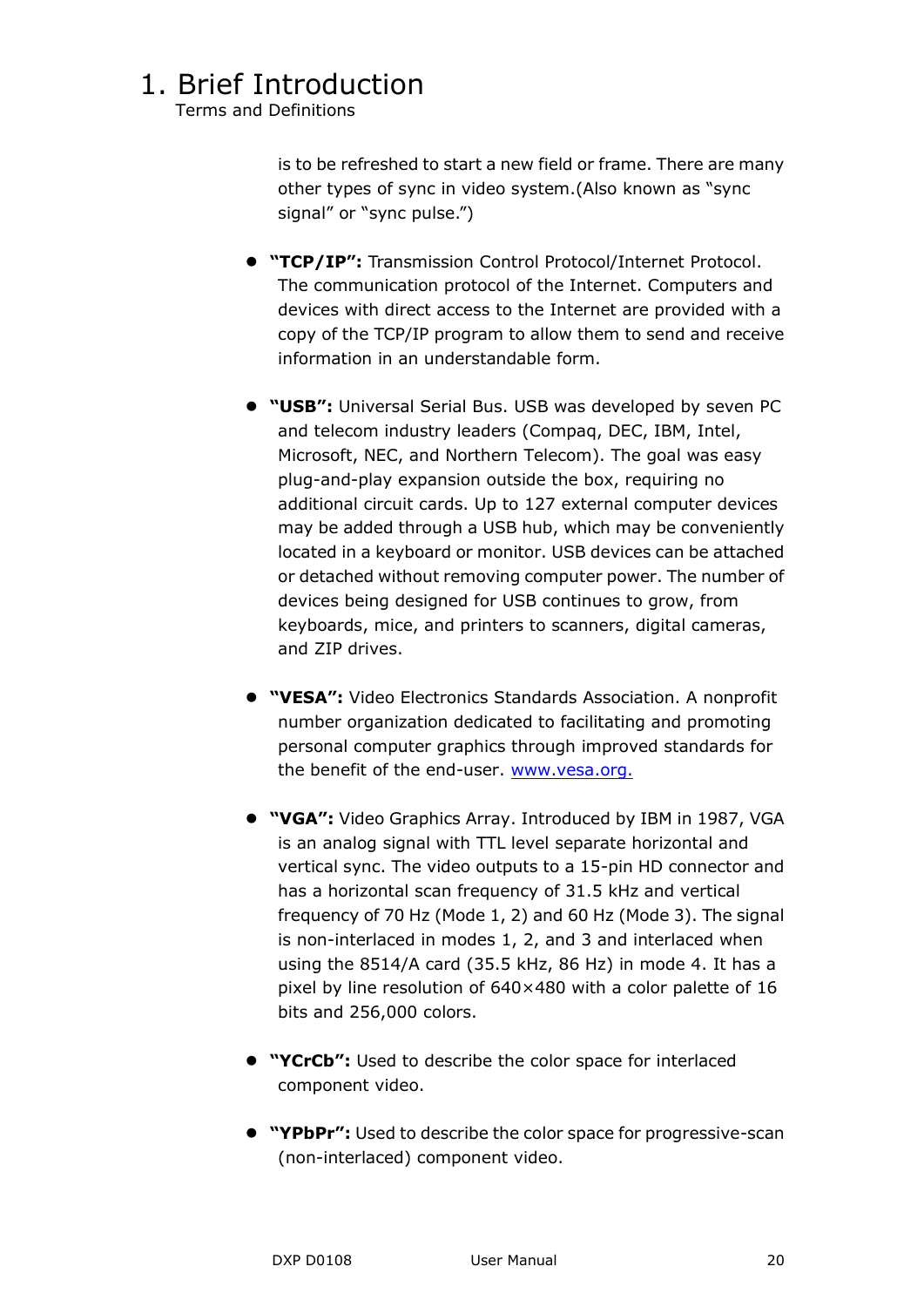# 1. Brief Introduction

Terms and Definitions

is to be refreshed to start a new field or frame. There are many other types of sync in video system.(Also known as “sync signal” or “sync pulse.”)

- **“TCP/IP”:** Transmission Control Protocol/Internet Protocol. The communication protocol of the Internet. Computers and devices with direct access to the Internet are provided with a copy of the TCP/IP program to allow them to send and receive information in an understandable form.

- **“USB”:** Universal Serial Bus. USB was developed by seven PC and telecom industry leaders (Compaq, DEC, IBM, Intel, Microsoft, NEC, and Northern Telecom). The goal was easy plug-and-play expansion outside the box, requiring no additional circuit cards. Up to 127 external computer devices may be added through a USB hub, which may be conveniently located in a keyboard or monitor. USB devices can be attached or detached without removing computer power. The number of devices being designed for USB continues to grow, from keyboards, mice, and printers to scanners, digital cameras, and ZIP drives.

- **“VESA”:** Video Electronics Standards Association. A nonprofit number organization dedicated to facilitating and promoting personal computer graphics through improved standards for the benefit of the end-user. www.vesa.org.

- **“VGA”:** Video Graphics Array. Introduced by IBM in 1987, VGA is an analog signal with TTL level separate horizontal and vertical sync. The video outputs to a 15-pin HD connector and has a horizontal scan frequency of 31.5 kHz and vertical frequency of 70 Hz (Mode 1, 2) and 60 Hz (Mode 3). The signal is non-interlaced in modes 1, 2, and 3 and interlaced when using the 8514/A card (35.5 kHz, 86 Hz) in mode 4. It has a pixel by line resolution of 640×480 with a color palette of 16 bits and 256,000 colors.

- **“YCrCb”:** Used to describe the color space for interlaced component video.

- **“YPbPr”:** Used to describe the color space for progressive-scan (non-interlaced) component video.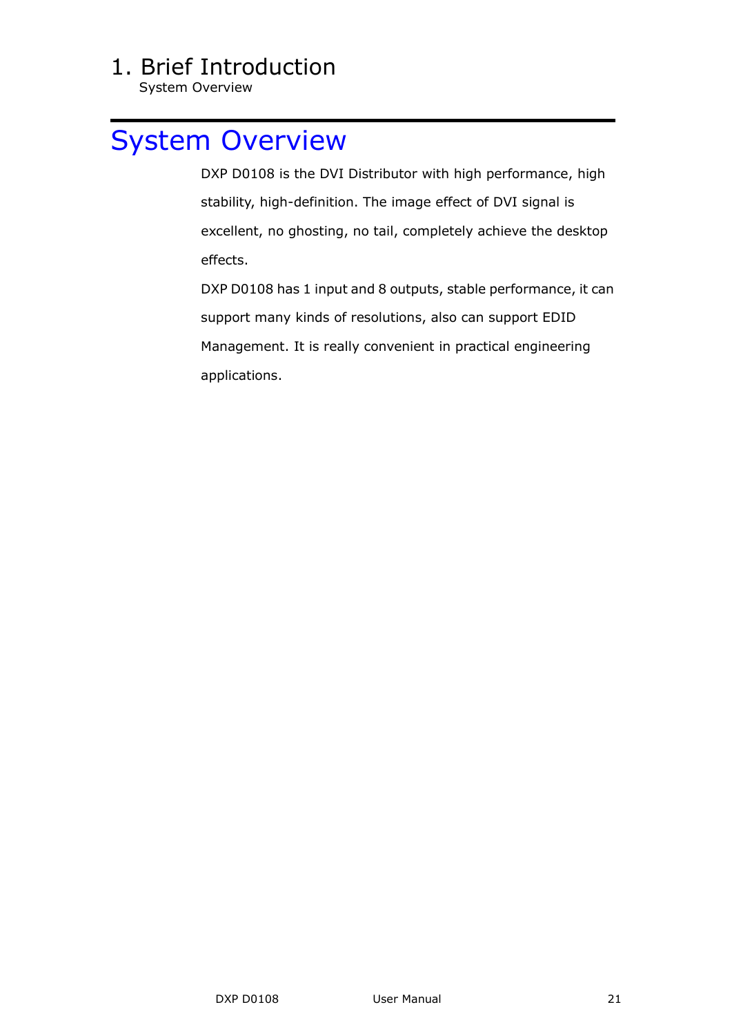# 1. Brief Introduction

## System Overview

DXP D0108 is the DVI Distributor with high performance, high stability, high-definition. The image effect of DVI signal is excellent, no ghosting, no tail, completely achieve the desktop effects.

DXP D0108 has 1 input and 8 outputs, stable performance, it can support many kinds of resolutions, also can support EDID Management. It is really convenient in practical engineering applications.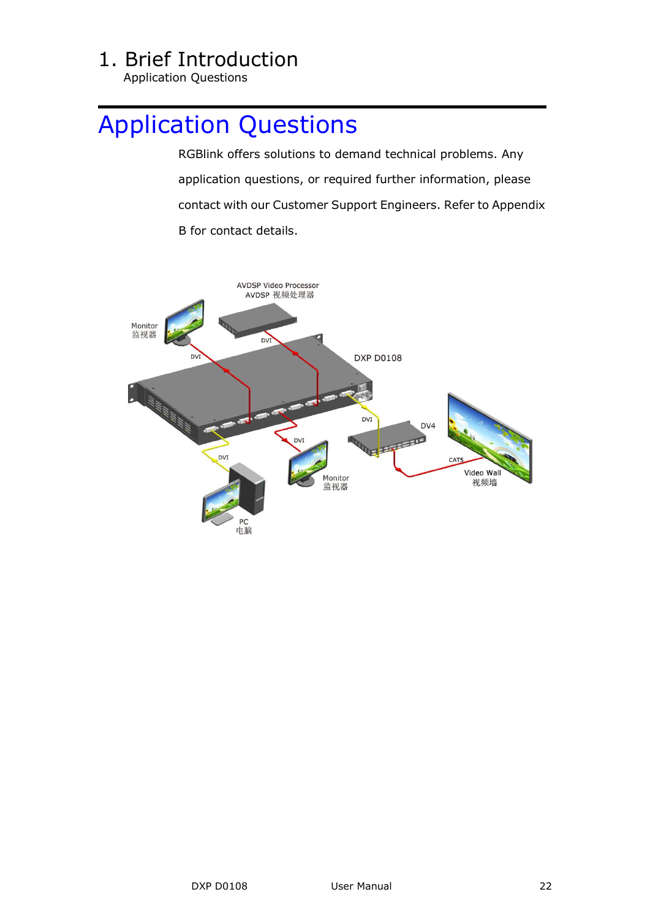# Application Questions

RGBlink offers solutions to demand technical problems. Any application questions, or required further information, please contact with our Customer Support Engineers. Refer to Appendix B for contact details.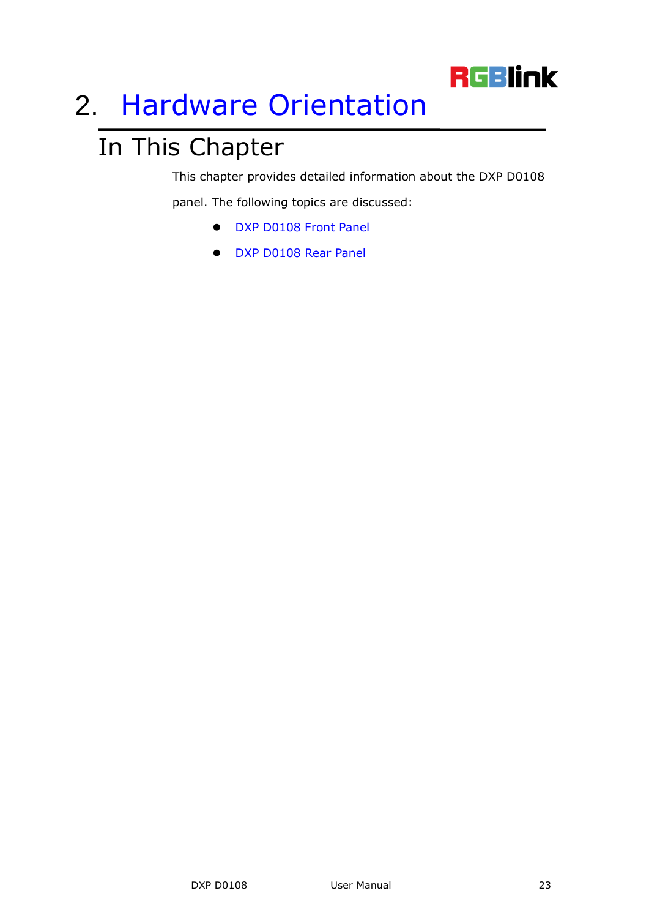# 2. Hardware Orientation

## In This Chapter

This chapter provides detailed information about the DXP D0108 panel. The following topics are discussed:

- DXP D0108 Front Panel
- DXP D0108 Rear Panel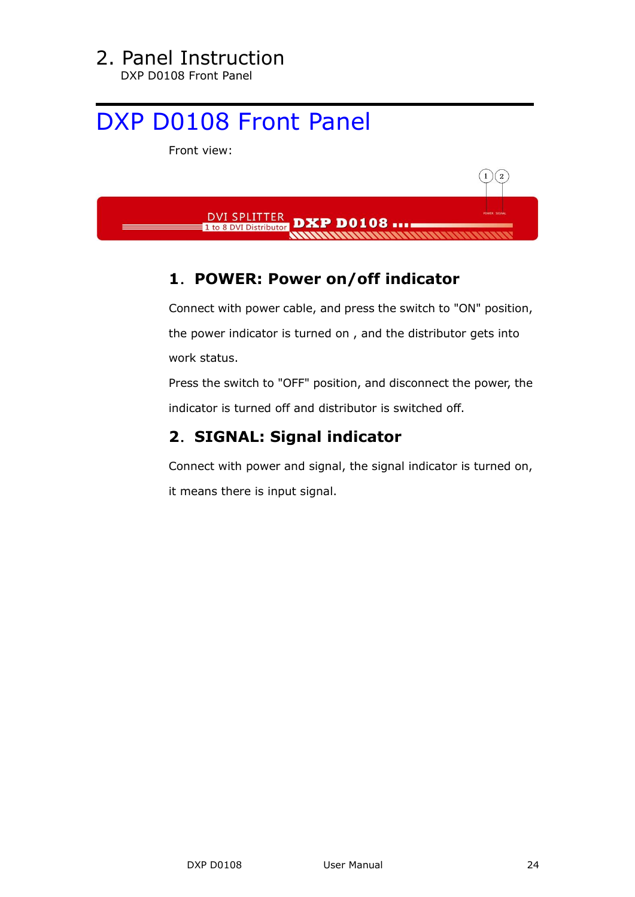# DXP D0108 Front Panel

Front view:

## 1. POWER: Power on/off indicator

Connect with power cable, and press the switch to "ON" position, the power indicator is turned on , and the distributor gets into work status.

Press the switch to "OFF" position, and disconnect the power, the indicator is turned off and distributor is switched off.

## 2. SIGNAL: Signal indicator

Connect with power and signal, the signal indicator is turned on, it means there is input signal.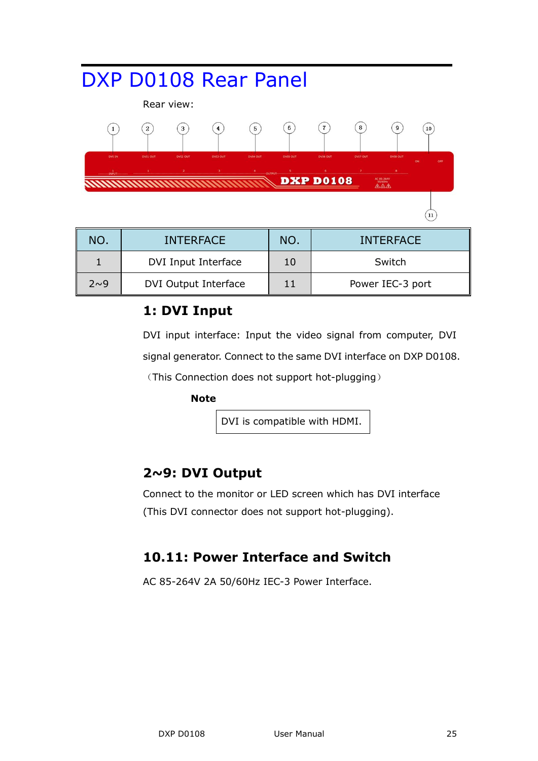# DXP D0108 Rear Panel

Rear view:

| NO. | INTERFACE | NO. | INTERFACE |
|---|---|---|---|
| 1 | DVI Input Interface | 10 | Switch |
| 2~9 | DVI Output Interface | 11 | Power IEC-3 port |

## 1: DVI Input

DVI input interface: Input the video signal from computer, DVI signal generator. Connect to the same DVI interface on DXP D0108.

（This Connection does not support hot-plugging）

**Note**

DVI is compatible with HDMI.

## 2~9: DVI Output

Connect to the monitor or LED screen which has DVI interface (This DVI connector does not support hot-plugging).

## 10.11: Power Interface and Switch

AC 85-264V 2A 50/60Hz IEC-3 Power Interface.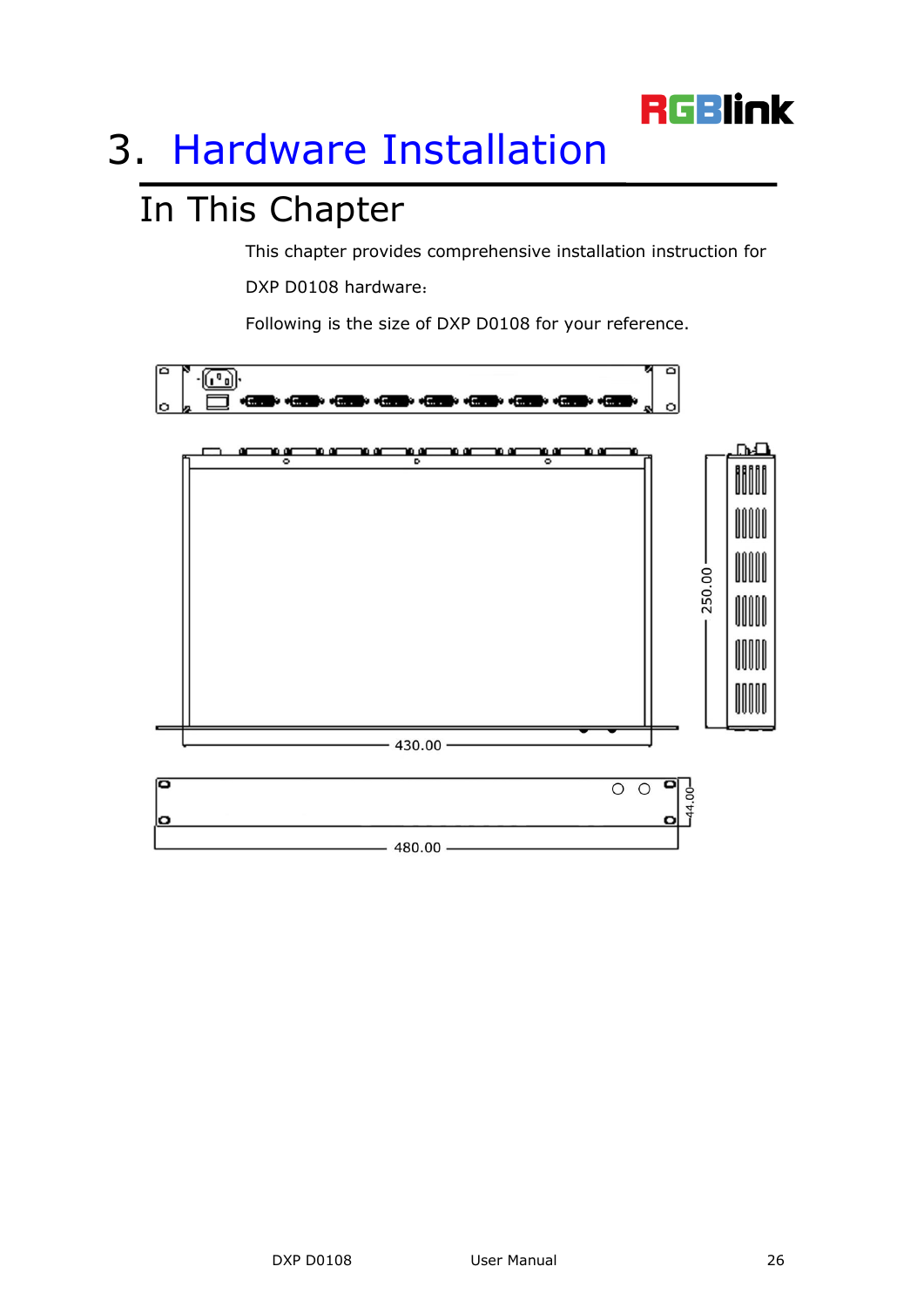# 3. Hardware Installation

## In This Chapter

This chapter provides comprehensive installation instruction for DXP D0108 hardware:

Following is the size of DXP D0108 for your reference.

250.00

430.00

44.00

480.00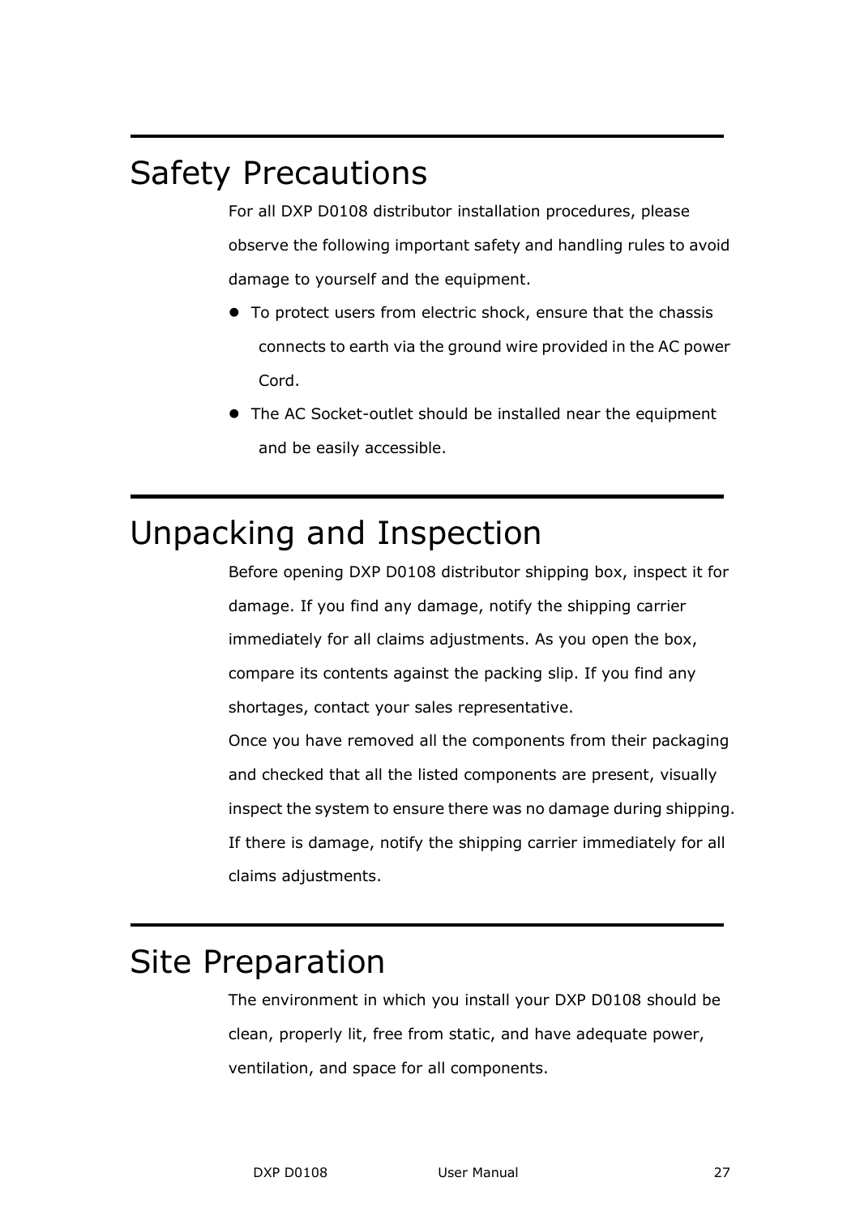# Safety Precautions

For all DXP D0108 distributor installation procedures, please observe the following important safety and handling rules to avoid damage to yourself and the equipment.

- To protect users from electric shock, ensure that the chassis connects to earth via the ground wire provided in the AC power Cord.
- The AC Socket-outlet should be installed near the equipment and be easily accessible.

# Unpacking and Inspection

Before opening DXP D0108 distributor shipping box, inspect it for damage. If you find any damage, notify the shipping carrier immediately for all claims adjustments. As you open the box, compare its contents against the packing slip. If you find any shortages, contact your sales representative.

Once you have removed all the components from their packaging and checked that all the listed components are present, visually inspect the system to ensure there was no damage during shipping. If there is damage, notify the shipping carrier immediately for all claims adjustments.

# Site Preparation

The environment in which you install your DXP D0108 should be clean, properly lit, free from static, and have adequate power, ventilation, and space for all components.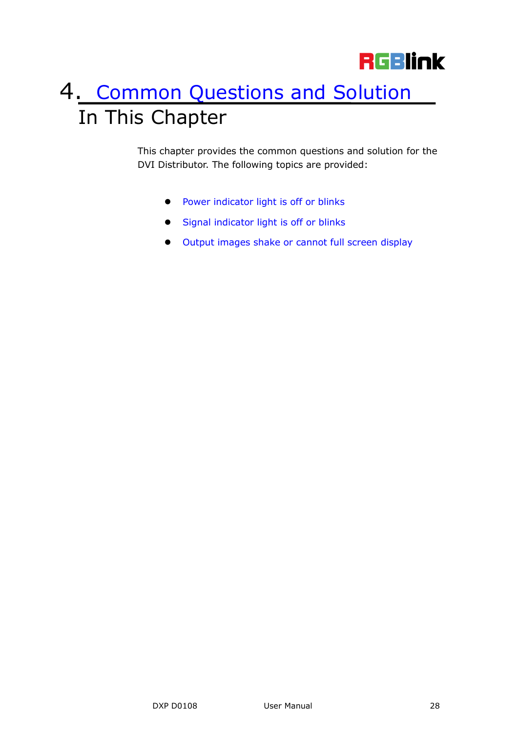# 4. Common Questions and Solution

## In This Chapter

This chapter provides the common questions and solution for the DVI Distributor. The following topics are provided:

- Power indicator light is off or blinks
- Signal indicator light is off or blinks
- Output images shake or cannot full screen display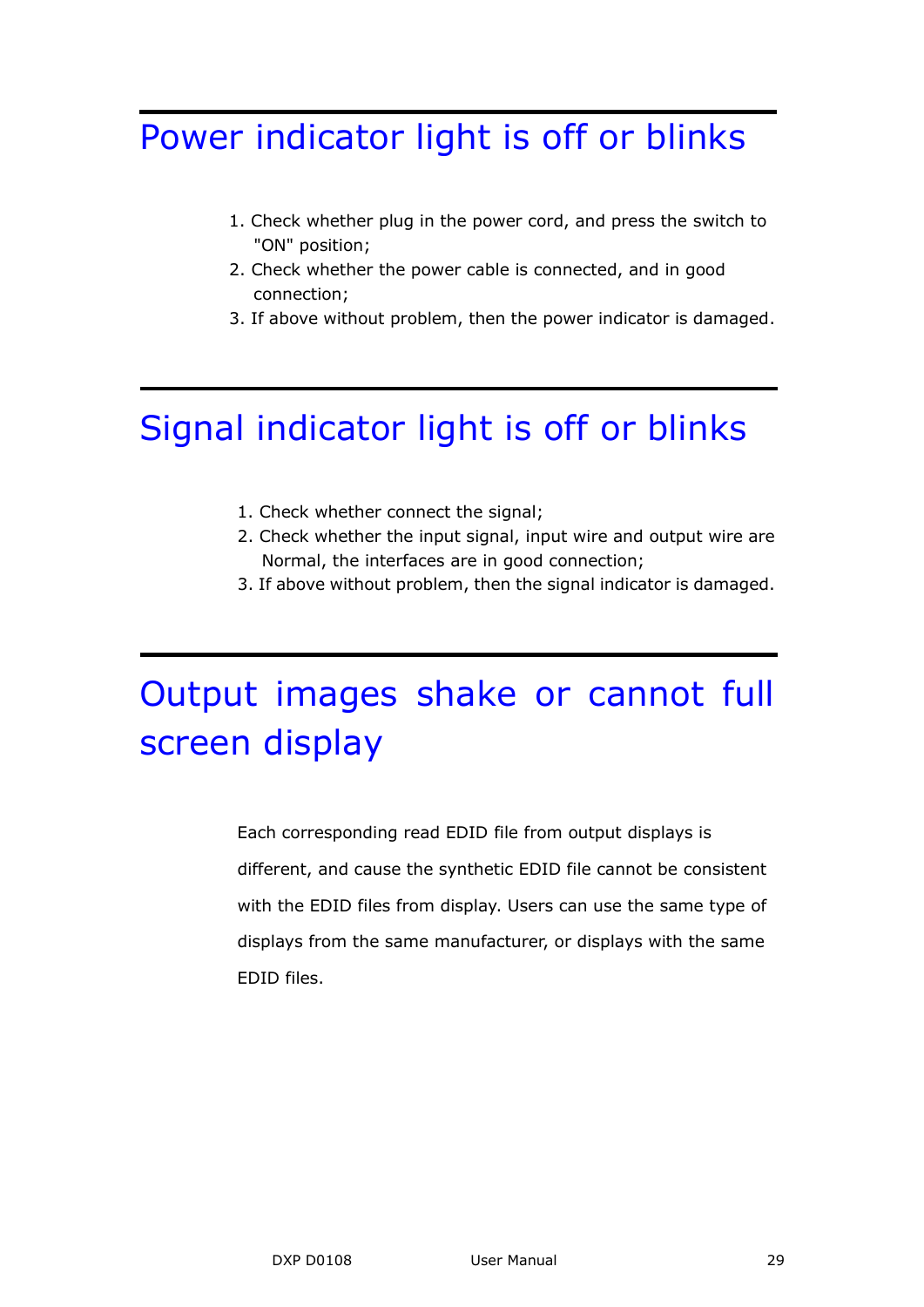# Power indicator light is off or blinks

1. Check whether plug in the power cord, and press the switch to "ON" position;
2. Check whether the power cable is connected, and in good connection;
3. If above without problem, then the power indicator is damaged.

# Signal indicator light is off or blinks

1. Check whether connect the signal;
2. Check whether the input signal, input wire and output wire are Normal, the interfaces are in good connection;
3. If above without problem, then the signal indicator is damaged.

# Output images shake or cannot full screen display

Each corresponding read EDID file from output displays is different, and cause the synthetic EDID file cannot be consistent with the EDID files from display. Users can use the same type of displays from the same manufacturer, or displays with the same EDID files.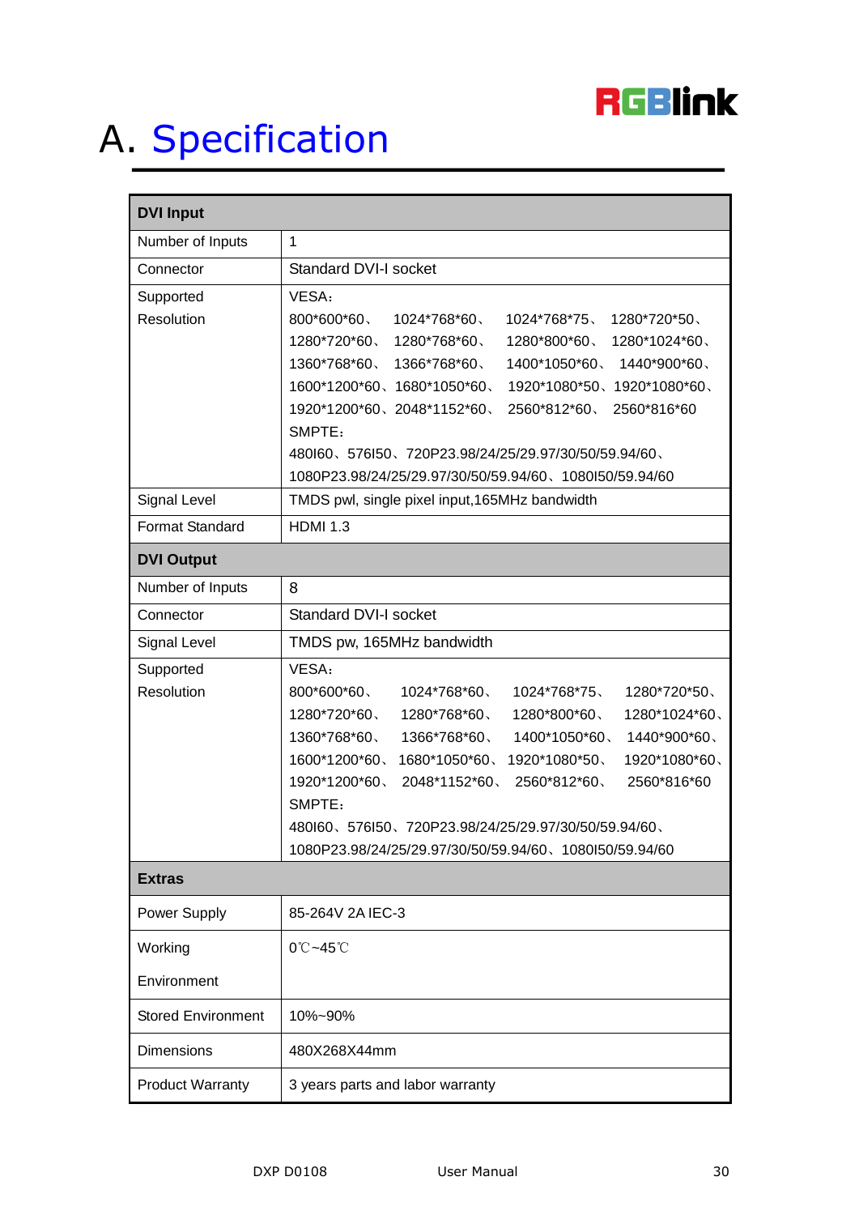# A. Specification

| DVI Input | |
|---|---|
| Number of Inputs | 1 |
| Connector | Standard DVI-I socket |
| Supported Resolution | VESA：<br>800*600*60、 1024*768*60、 1024*768*75、 1280*720*50、 1280*720*60、 1280*768*60、 1280*800*60、 1280*1024*60、 1360*768*60、 1366*768*60、 1400*1050*60、 1440*900*60、 1600*1200*60、1680*1050*60、 1920*1080*50、1920*1080*60、 1920*1200*60、2048*1152*60、 2560*812*60、 2560*816*60<br>SMPTE：<br>480I60、576I50、720P23.98/24/25/29.97/30/50/59.94/60、 1080P23.98/24/25/29.97/30/50/59.94/60、1080I50/59.94/60 |
| Signal Level | TMDS pwl, single pixel input,165MHz bandwidth |
| Format Standard | HDMI 1.3 |
| **DVI Output** | |
| Number of Inputs | 8 |
| Connector | Standard DVI-I socket |
| Signal Level | TMDS pw, 165MHz bandwidth |
| Supported Resolution | VESA：<br>800*600*60、 1024*768*60、 1024*768*75、 1280*720*50、 1280*720*60、 1280*768*60、 1280*800*60、 1280*1024*60、 1360*768*60、 1366*768*60、 1400*1050*60、 1440*900*60、 1600*1200*60、 1680*1050*60、 1920*1080*50、 1920*1080*60、 1920*1200*60、 2048*1152*60、 2560*812*60、 2560*816*60<br>SMPTE：<br>480I60、576I50、720P23.98/24/25/29.97/30/50/59.94/60、 1080P23.98/24/25/29.97/30/50/59.94/60、1080I50/59.94/60 |
| **Extras** | |
| Power Supply | 85-264V 2A IEC-3 |
| Working Environment | 0℃~45℃ |
| Stored Environment | 10%~90% |
| Dimensions | 480X268X44mm |
| Product Warranty | 3 years parts and labor warranty |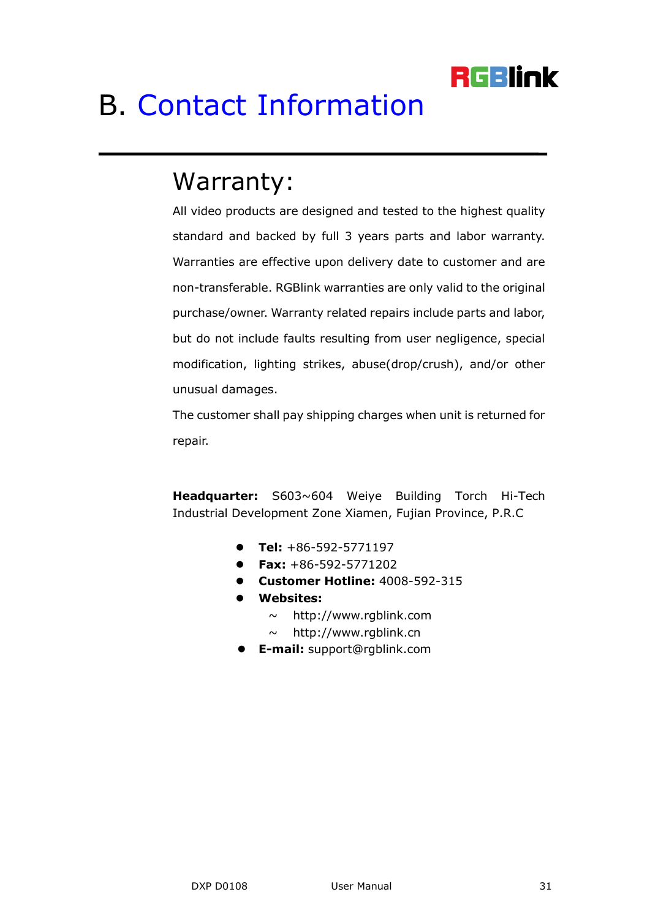# B. Contact Information

## Warranty:

All video products are designed and tested to the highest quality standard and backed by full 3 years parts and labor warranty. Warranties are effective upon delivery date to customer and are non-transferable. RGBlink warranties are only valid to the original purchase/owner. Warranty related repairs include parts and labor, but do not include faults resulting from user negligence, special modification, lighting strikes, abuse(drop/crush), and/or other unusual damages.

The customer shall pay shipping charges when unit is returned for repair.

**Headquarter:** S603~604 Weiye Building Torch Hi-Tech Industrial Development Zone Xiamen, Fujian Province, P.R.C

- **Tel:** +86-592-5771197
- **Fax:** +86-592-5771202
- **Customer Hotline:** 4008-592-315
- **Websites:**
  - ~ http://www.rgblink.com
  - ~ http://www.rgblink.cn
- **E-mail:** support@rgblink.com